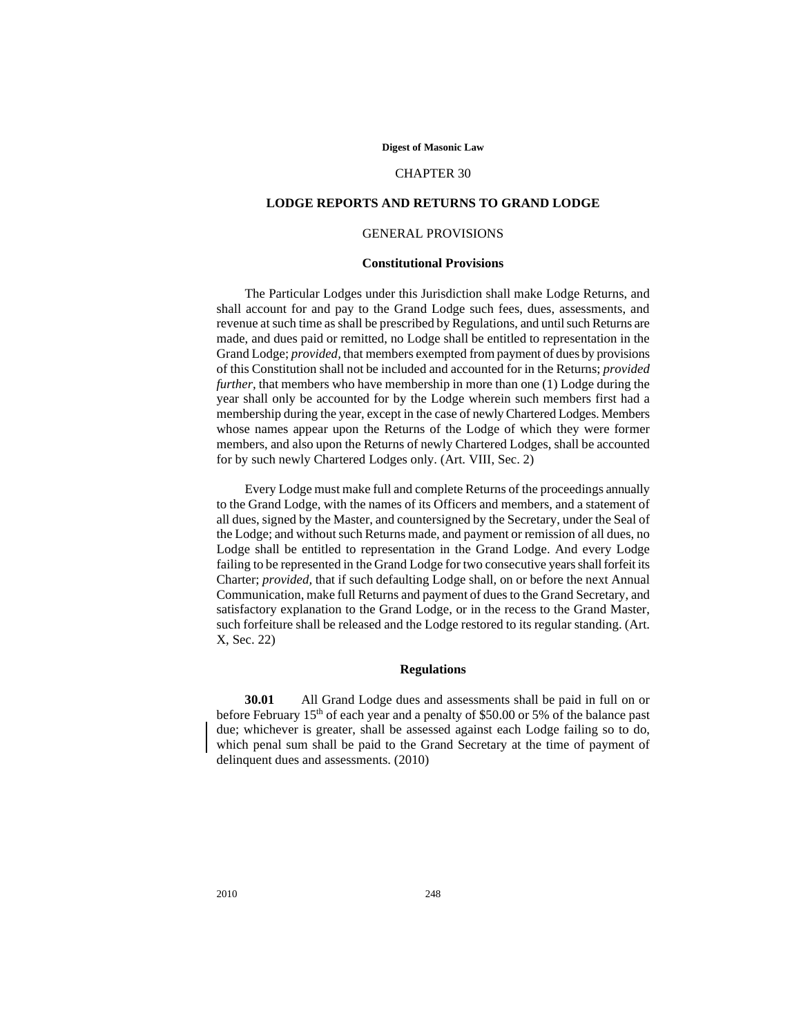# CHAPTER 30

## LODGE REPORTS AND RETURNS TO GRAND LODGE

### GENERAL PROVISIONS

#### Constitutional Provisions

The Particular Lodges under this Jurisdiction shall make Lodge Returns, and shall account for and pay to the Grand Lodge such fees, dues, assessments, and revenue at such time as shall be prescribed by Regulations, and until such Returns are made, and dues paid or remitted, no Lodge shall be entitled to representation in the Grand Lodge; *provided,* that members exempted from payment of dues by provisions of this Constitution shall not be included and accounted for in the Returns; *provided further,* that members who have membership in more than one (1) Lodge during the year shall only be accounted for by the Lodge wherein such members first had a membership during the year, except in the case of newly Chartered Lodges. Members whose names appear upon the Returns of the Lodge of which they were former members, and also upon the Returns of newly Chartered Lodges, shall be accounted for by such newly Chartered Lodges only. (Art. VIII, Sec. 2)

Every Lodge must make full and complete Returns of the proceedings annually to the Grand Lodge, with the names of its Officers and members, and a statement of all dues, signed by the Master, and countersigned by the Secretary, under the Seal of the Lodge; and without such Returns made, and payment or remission of all dues, no Lodge shall be entitled to representation in the Grand Lodge. And every Lodge failing to be represented in the Grand Lodge for two consecutive years shall forfeit its Charter; *provided,* that if such defaulting Lodge shall, on or before the next Annual Communication, make full Returns and payment of dues to the Grand Secretary, and satisfactory explanation to the Grand Lodge, or in the recess to the Grand Master, such forfeiture shall be released and the Lodge restored to its regular standing. (Art. X, Sec. 22)

#### Regulations

**30.01** All Grand Lodge dues and assessments shall be paid in full on or before February 15th of each year and a penalty of $50.00 or 5% of the balance past due; whichever is greater, shall be assessed against each Lodge failing so to do, which penal sum shall be paid to the Grand Secretary at the time of payment of delinquent dues and assessments. (2010)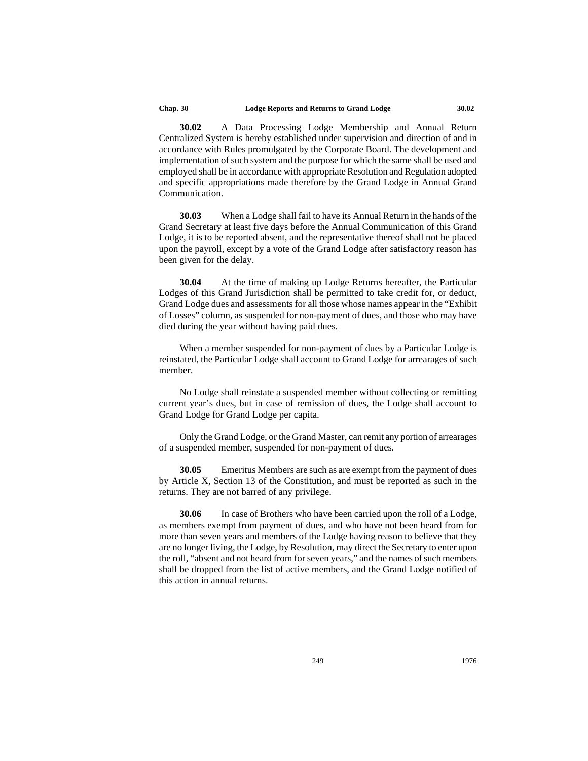**30.02** A Data Processing Lodge Membership and Annual Return Centralized System is hereby established under supervision and direction of and in accordance with Rules promulgated by the Corporate Board. The development and implementation of such system and the purpose for which the same shall be used and employed shall be in accordance with appropriate Resolution and Regulation adopted and specific appropriations made therefore by the Grand Lodge in Annual Grand Communication.

**30.03** When a Lodge shall fail to have its Annual Return in the hands of the Grand Secretary at least five days before the Annual Communication of this Grand Lodge, it is to be reported absent, and the representative thereof shall not be placed upon the payroll, except by a vote of the Grand Lodge after satisfactory reason has been given for the delay.

**30.04** At the time of making up Lodge Returns hereafter, the Particular Lodges of this Grand Jurisdiction shall be permitted to take credit for, or deduct, Grand Lodge dues and assessments for all those whose names appear in the "Exhibit of Losses" column, as suspended for non-payment of dues, and those who may have died during the year without having paid dues.

When a member suspended for non-payment of dues by a Particular Lodge is reinstated, the Particular Lodge shall account to Grand Lodge for arrearages of such member.

No Lodge shall reinstate a suspended member without collecting or remitting current year's dues, but in case of remission of dues, the Lodge shall account to Grand Lodge for Grand Lodge per capita.

Only the Grand Lodge, or the Grand Master, can remit any portion of arrearages of a suspended member, suspended for non-payment of dues.

**30.05** Emeritus Members are such as are exempt from the payment of dues by Article X, Section 13 of the Constitution, and must be reported as such in the returns. They are not barred of any privilege.

**30.06** In case of Brothers who have been carried upon the roll of a Lodge, as members exempt from payment of dues, and who have not been heard from for more than seven years and members of the Lodge having reason to believe that they are no longer living, the Lodge, by Resolution, may direct the Secretary to enter upon the roll, "absent and not heard from for seven years," and the names of such members shall be dropped from the list of active members, and the Grand Lodge notified of this action in annual returns.

1976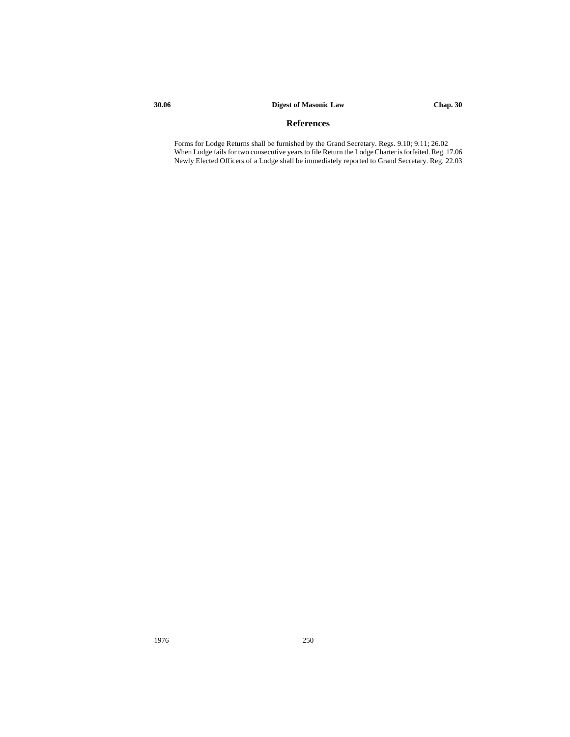## References

Forms for Lodge Returns shall be furnished by the Grand Secretary. Regs. 9.10; 9.11; 26.02
When Lodge fails for two consecutive years to file Return the Lodge Charter is forfeited. Reg. 17.06
Newly Elected Officers of a Lodge shall be immediately reported to Grand Secretary. Reg. 22.03